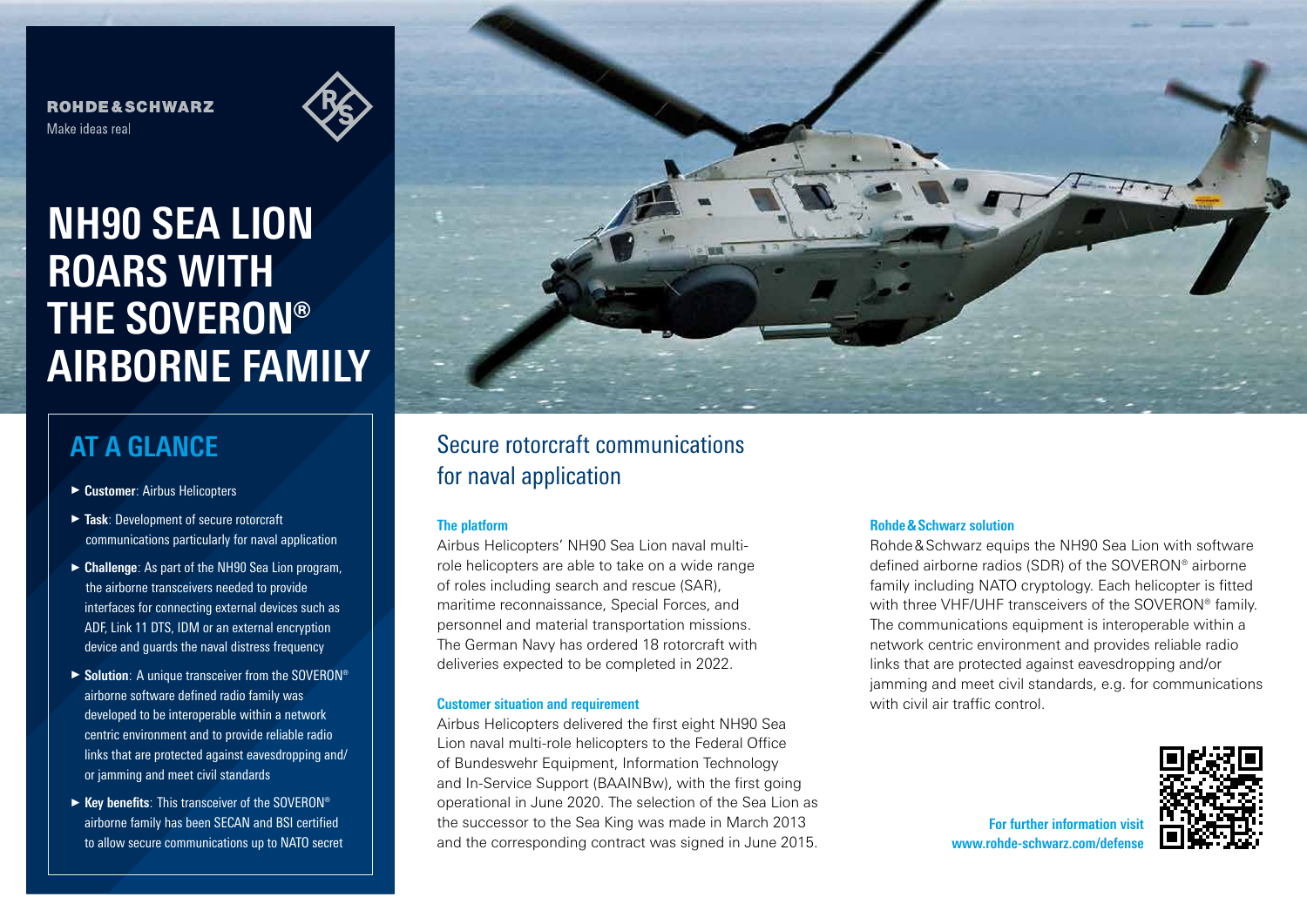ROHDE&SCHWARZ

Make ideas real

# NH90 SEA LION ROARS WITH THE SOVERON® AIRBORNE FAMILY

## AT A GLANCE

- **Customer**: Airbus Helicopters
- **Task**: Development of secure rotorcraft communications particularly for naval application
- **Challenge**: As part of the NH90 Sea Lion program, the airborne transceivers needed to provide interfaces for connecting external devices such as ADF, Link 11 DTS, IDM or an external encryption device and guards the naval distress frequency
- **Solution**: A unique transceiver from the SOVERON® airborne software defined radio family was developed to be interoperable within a network centric environment and to provide reliable radio links that are protected against eavesdropping and/or jamming and meet civil standards
- **Key benefits**: This transceiver of the SOVERON® airborne family has been SECAN and BSI certified to allow secure communications up to NATO secret

## Secure rotorcraft communications for naval application

### The platform

Airbus Helicopters' NH90 Sea Lion naval multi-role helicopters are able to take on a wide range of roles including search and rescue (SAR), maritime reconnaissance, Special Forces, and personnel and material transportation missions. The German Navy has ordered 18 rotorcraft with deliveries expected to be completed in 2022.

### Customer situation and requirement

Airbus Helicopters delivered the first eight NH90 Sea Lion naval multi-role helicopters to the Federal Office of Bundeswehr Equipment, Information Technology and In-Service Support (BAAINBw), with the first going operational in June 2020. The selection of the Sea Lion as the successor to the Sea King was made in March 2013 and the corresponding contract was signed in June 2015.

### Rohde&Schwarz solution

Rohde&Schwarz equips the NH90 Sea Lion with software defined airborne radios (SDR) of the SOVERON® airborne family including NATO cryptology. Each helicopter is fitted with three VHF/UHF transceivers of the SOVERON® family. The communications equipment is interoperable within a network centric environment and provides reliable radio links that are protected against eavesdropping and/or jamming and meet civil standards, e.g. for communications with civil air traffic control.

**For further information visit www.rohde-schwarz.com/defense**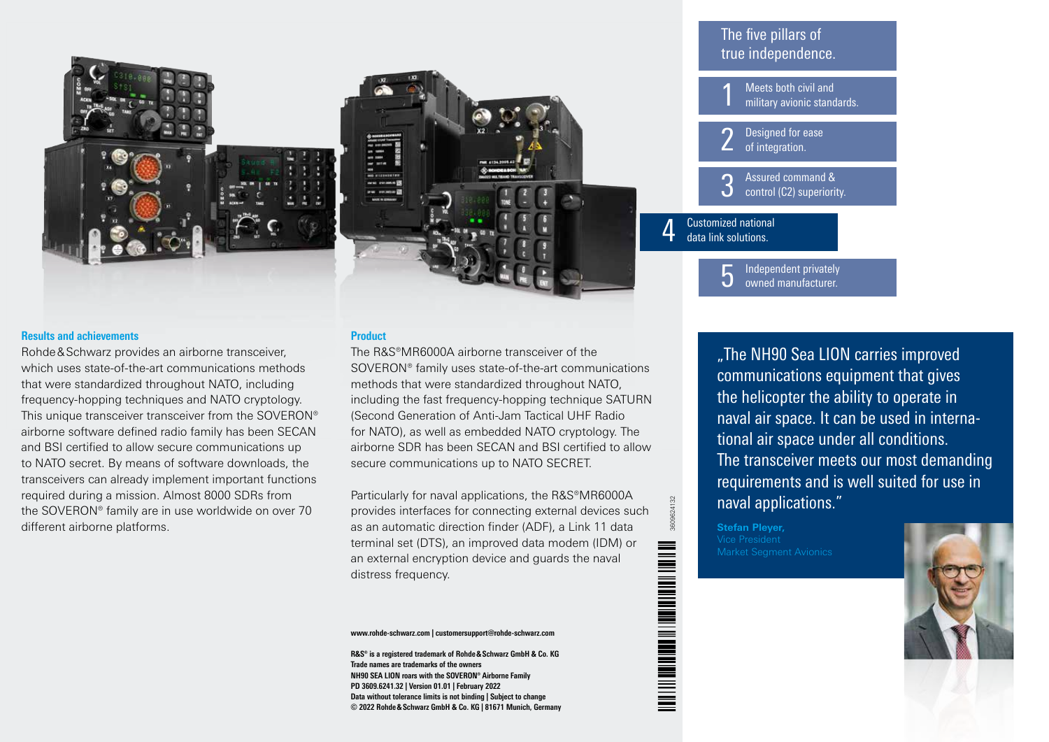## The five pillars of true independence.

1. Meets both civil and military avionic standards.
2. Designed for ease of integration.
3. Assured command & control (C2) superiority.
4. Customized national data link solutions.
5. Independent privately owned manufacturer.

### Results and achievements

Rohde & Schwarz provides an airborne transceiver, which uses state-of-the-art communications methods that were standardized throughout NATO, including frequency-hopping techniques and NATO cryptology. This unique transceiver transceiver from the SOVERON® airborne software defined radio family has been SECAN and BSI certified to allow secure communications up to NATO secret. By means of software downloads, the transceivers can already implement important functions required during a mission. Almost 8000 SDRs from the SOVERON® family are in use worldwide on over 70 different airborne platforms.

### Product

The R&S®MR6000A airborne transceiver of the SOVERON® family uses state-of-the-art communications methods that were standardized throughout NATO, including the fast frequency-hopping technique SATURN (Second Generation of Anti-Jam Tactical UHF Radio for NATO), as well as embedded NATO cryptology. The airborne SDR has been SECAN and BSI certified to allow secure communications up to NATO SECRET.

Particularly for naval applications, the R&S®MR6000A provides interfaces for connecting external devices such as an automatic direction finder (ADF), a Link 11 data terminal set (DTS), an improved data modem (IDM) or an external encryption device and guards the naval distress frequency.

„The NH90 Sea LION carries improved communications equipment that gives the helicopter the ability to operate in naval air space. It can be used in international air space under all conditions. The transceiver meets our most demanding requirements and is well suited for use in naval applications."

**Stefan Pleyer,**
Vice President
Market Segment Avionics

**www.rohde-schwarz.com | customersupport@rohde-schwarz.com**

**R&S® is a registered trademark of Rohde & Schwarz GmbH & Co. KG**
**Trade names are trademarks of the owners**
**NH90 SEA LION roars with the SOVERON® Airborne Family**
**PD 3609.6241.32 | Version 01.01 | February 2022**
**Data without tolerance limits is not binding | Subject to change**
**© 2022 Rohde & Schwarz GmbH & Co. KG | 81671 Munich, Germany**

3609624132